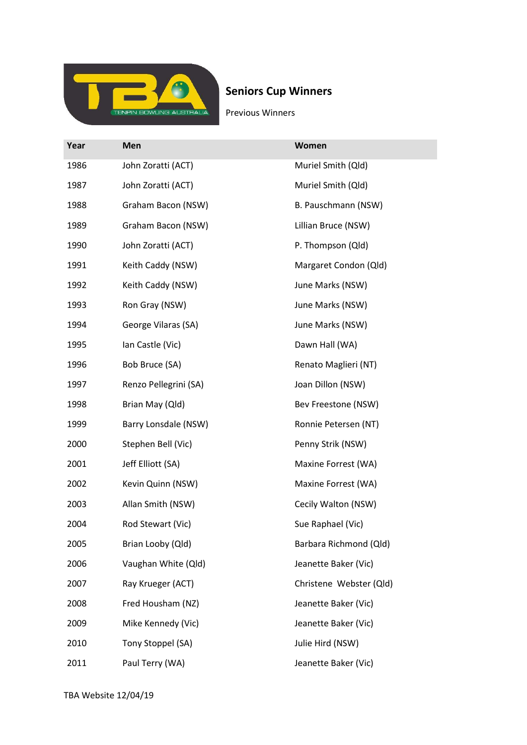# Seniors Cup Winners

Previous Winners

| Year | Men | Women |
|---|---|---|
| 1986 | John Zoratti (ACT) | Muriel Smith (Qld) |
| 1987 | John Zoratti (ACT) | Muriel Smith (Qld) |
| 1988 | Graham Bacon (NSW) | B. Pauschmann (NSW) |
| 1989 | Graham Bacon (NSW) | Lillian Bruce (NSW) |
| 1990 | John Zoratti (ACT) | P. Thompson (Qld) |
| 1991 | Keith Caddy (NSW) | Margaret Condon (Qld) |
| 1992 | Keith Caddy (NSW) | June Marks (NSW) |
| 1993 | Ron Gray (NSW) | June Marks (NSW) |
| 1994 | George Vilaras (SA) | June Marks (NSW) |
| 1995 | Ian Castle (Vic) | Dawn Hall (WA) |
| 1996 | Bob Bruce (SA) | Renato Maglieri (NT) |
| 1997 | Renzo Pellegrini (SA) | Joan Dillon (NSW) |
| 1998 | Brian May (Qld) | Bev Freestone (NSW) |
| 1999 | Barry Lonsdale (NSW) | Ronnie Petersen (NT) |
| 2000 | Stephen Bell (Vic) | Penny Strik (NSW) |
| 2001 | Jeff Elliott (SA) | Maxine Forrest (WA) |
| 2002 | Kevin Quinn (NSW) | Maxine Forrest (WA) |
| 2003 | Allan Smith (NSW) | Cecily Walton (NSW) |
| 2004 | Rod Stewart (Vic) | Sue Raphael (Vic) |
| 2005 | Brian Looby (Qld) | Barbara Richmond (Qld) |
| 2006 | Vaughan White (Qld) | Jeanette Baker (Vic) |
| 2007 | Ray Krueger (ACT) | Christene Webster (Qld) |
| 2008 | Fred Housham (NZ) | Jeanette Baker (Vic) |
| 2009 | Mike Kennedy (Vic) | Jeanette Baker (Vic) |
| 2010 | Tony Stoppel (SA) | Julie Hird (NSW) |
| 2011 | Paul Terry (WA) | Jeanette Baker (Vic) |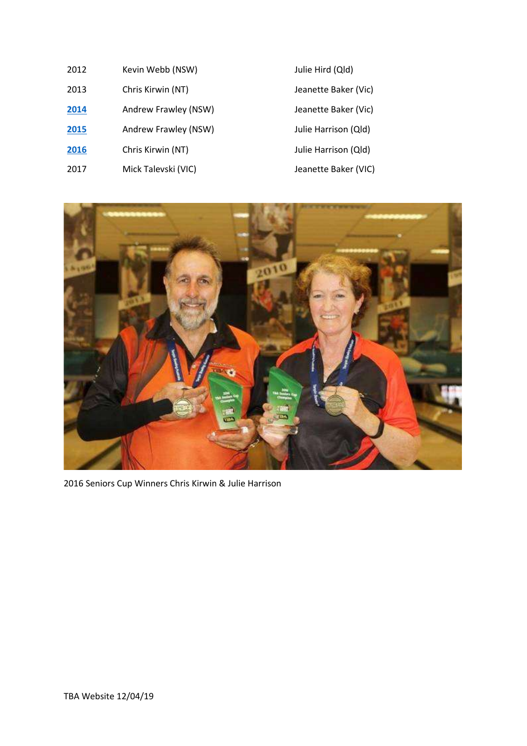| | | |
|---|---|---|
| 2012 | Kevin Webb (NSW) | Julie Hird (Qld) |
| 2013 | Chris Kirwin (NT) | Jeanette Baker (Vic) |
| [2014] | Andrew Frawley (NSW) | Jeanette Baker (Vic) |
| [2015] | Andrew Frawley (NSW) | Julie Harrison (Qld) |
| [2016] | Chris Kirwin (NT) | Julie Harrison (Qld) |
| 2017 | Mick Talevski (VIC) | Jeanette Baker (VIC) |

2016 Seniors Cup Winners Chris Kirwin & Julie Harrison

TBA Website 12/04/19